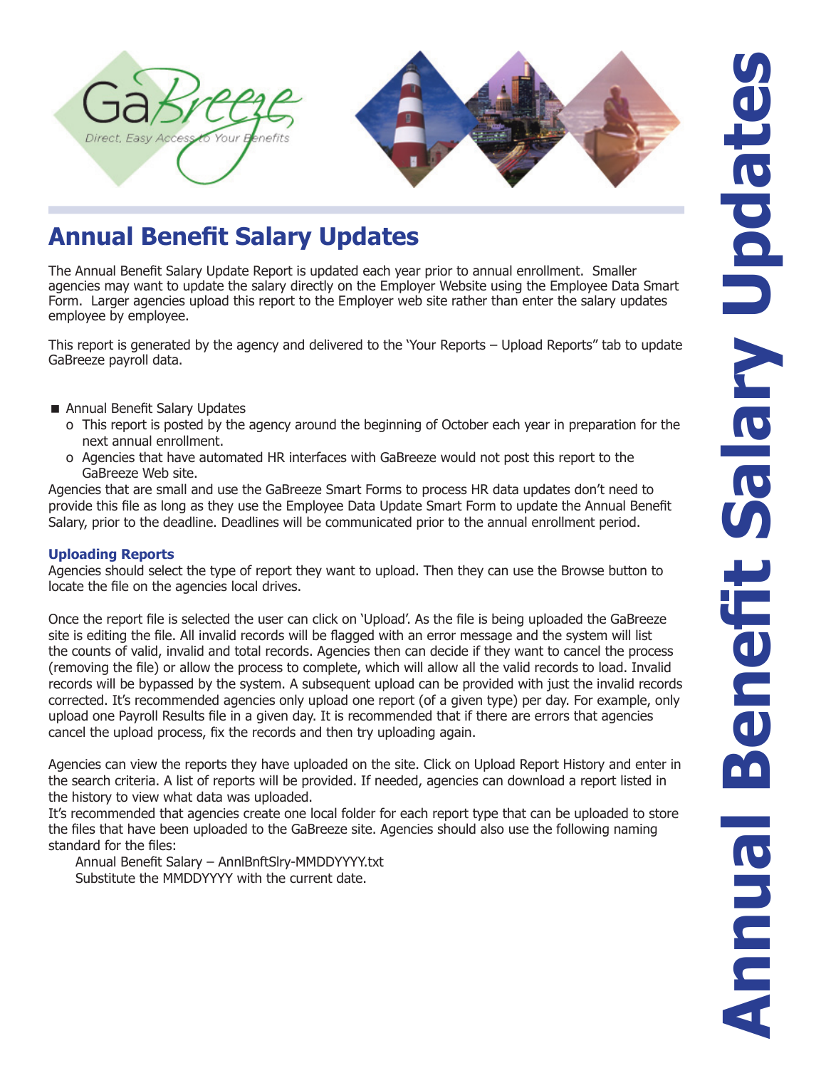# Annual Benefit Salary Updates

The Annual Benefit Salary Update Report is updated each year prior to annual enrollment. Smaller agencies may want to update the salary directly on the Employer Website using the Employee Data Smart Form. Larger agencies upload this report to the Employer web site rather than enter the salary updates employee by employee.

This report is generated by the agency and delivered to the 'Your Reports – Upload Reports" tab to update GaBreeze payroll data.

- Annual Benefit Salary Updates
  - This report is posted by the agency around the beginning of October each year in preparation for the next annual enrollment.
  - Agencies that have automated HR interfaces with GaBreeze would not post this report to the GaBreeze Web site.

Agencies that are small and use the GaBreeze Smart Forms to process HR data updates don't need to provide this file as long as they use the Employee Data Update Smart Form to update the Annual Benefit Salary, prior to the deadline. Deadlines will be communicated prior to the annual enrollment period.

### Uploading Reports

Agencies should select the type of report they want to upload. Then they can use the Browse button to locate the file on the agencies local drives.

Once the report file is selected the user can click on 'Upload'. As the file is being uploaded the GaBreeze site is editing the file. All invalid records will be flagged with an error message and the system will list the counts of valid, invalid and total records. Agencies then can decide if they want to cancel the process (removing the file) or allow the process to complete, which will allow all the valid records to load. Invalid records will be bypassed by the system. A subsequent upload can be provided with just the invalid records corrected. It's recommended agencies only upload one report (of a given type) per day. For example, only upload one Payroll Results file in a given day. It is recommended that if there are errors that agencies cancel the upload process, fix the records and then try uploading again.

Agencies can view the reports they have uploaded on the site. Click on Upload Report History and enter in the search criteria. A list of reports will be provided. If needed, agencies can download a report listed in the history to view what data was uploaded.

It's recommended that agencies create one local folder for each report type that can be uploaded to store the files that have been uploaded to the GaBreeze site. Agencies should also use the following naming standard for the files:

Annual Benefit Salary – AnnlBnftSlry-MMDDYYYY.txt

Substitute the MMDDYYYY with the current date.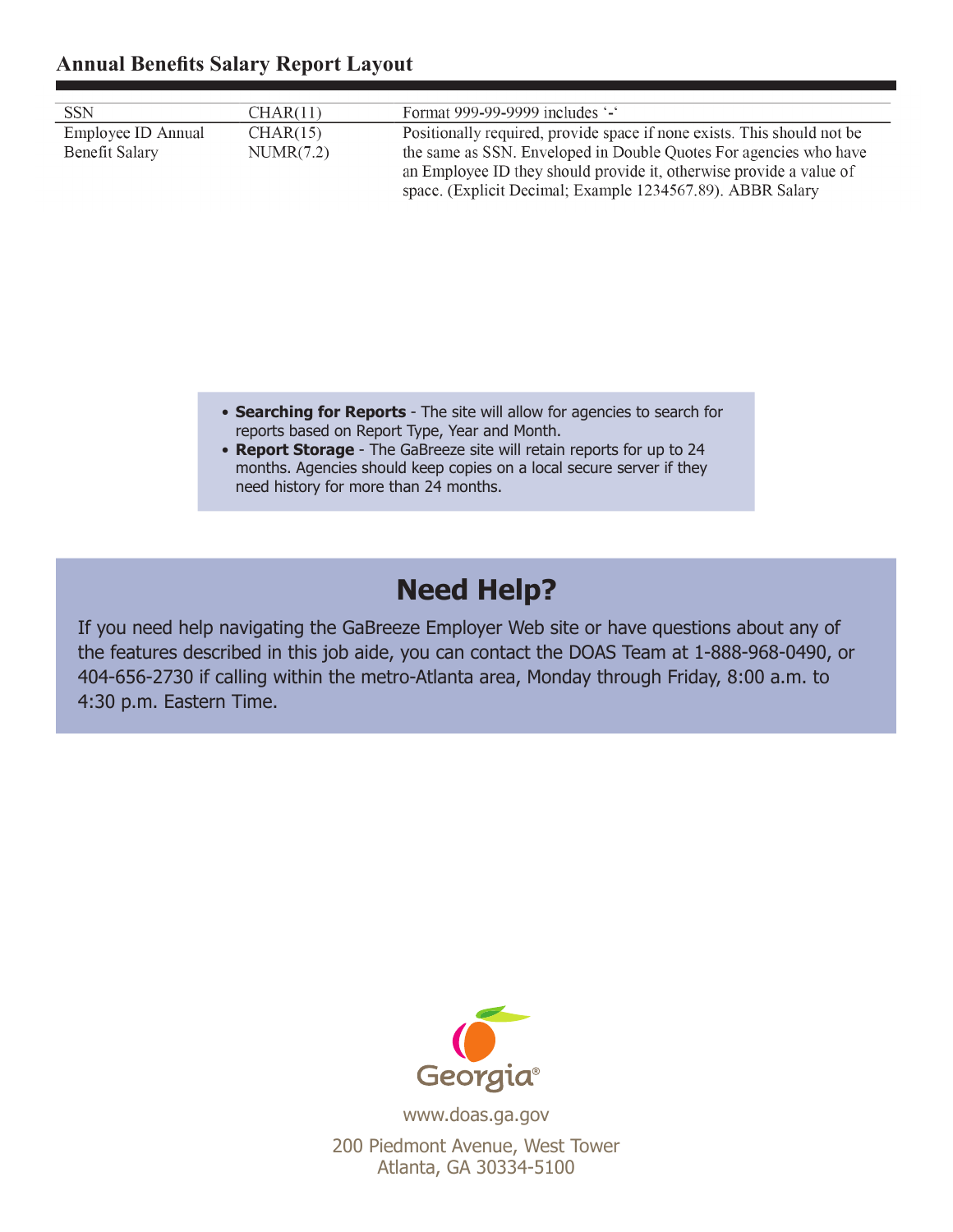## Annual Benefits Salary Report Layout

| | | |
|---|---|---|
| SSN | CHAR(11) | Format 999-99-9999 includes '-' |
| Employee ID Annual Benefit Salary | CHAR(15) NUMR(7.2) | Positionally required, provide space if none exists. This should not be the same as SSN. Enveloped in Double Quotes For agencies who have an Employee ID they should provide it, otherwise provide a value of space. (Explicit Decimal; Example 1234567.89). ABBR Salary |

- **Searching for Reports** - The site will allow for agencies to search for reports based on Report Type, Year and Month.
- **Report Storage** - The GaBreeze site will retain reports for up to 24 months. Agencies should keep copies on a local secure server if they need history for more than 24 months.

## Need Help?

If you need help navigating the GaBreeze Employer Web site or have questions about any of the features described in this job aide, you can contact the DOAS Team at 1-888-968-0490, or 404-656-2730 if calling within the metro-Atlanta area, Monday through Friday, 8:00 a.m. to 4:30 p.m. Eastern Time.

Georgia®

www.doas.ga.gov

200 Piedmont Avenue, West Tower
Atlanta, GA 30334-5100